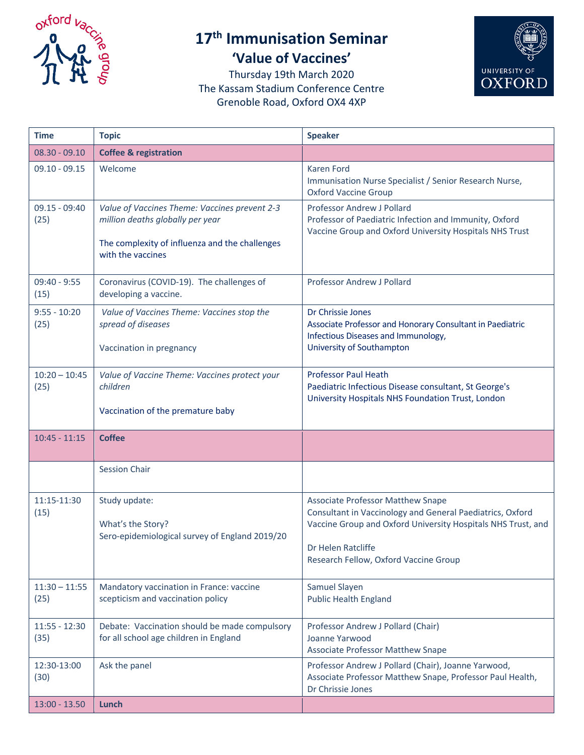oxford vaccine group

# 17th Immunisation Seminar

## 'Value of Vaccines'

Thursday 19th March 2020
The Kassam Stadium Conference Centre
Grenoble Road, Oxford OX4 4XP

UNIVERSITY OF OXFORD

| Time | Topic | Speaker |
|---|---|---|
| 08.30 - 09.10 | **Coffee & registration** | |
| 09.10 - 09.15 | Welcome | Karen Ford<br>Immunisation Nurse Specialist / Senior Research Nurse, Oxford Vaccine Group |
| 09.15 - 09:40 (25) | *Value of Vaccines Theme: Vaccines prevent 2-3 million deaths globally per year*<br><br>The complexity of influenza and the challenges with the vaccines | Professor Andrew J Pollard<br>Professor of Paediatric Infection and Immunity, Oxford Vaccine Group and Oxford University Hospitals NHS Trust |
| 09:40 - 9:55 (15) | Coronavirus (COVID-19). The challenges of developing a vaccine. | Professor Andrew J Pollard |
| 9:55 - 10:20 (25) | *Value of Vaccines Theme: Vaccines stop the spread of diseases*<br><br>Vaccination in pregnancy | Dr Chrissie Jones<br>Associate Professor and Honorary Consultant in Paediatric Infectious Diseases and Immunology, University of Southampton |
| 10:20 – 10:45 (25) | *Value of Vaccine Theme: Vaccines protect your children*<br><br>Vaccination of the premature baby | Professor Paul Heath<br>Paediatric Infectious Disease consultant, St George's University Hospitals NHS Foundation Trust, London |
| 10:45 - 11:15 | **Coffee** | |
| | Session Chair | |
| 11:15-11:30 (15) | Study update:<br><br>What's the Story?<br>Sero-epidemiological survey of England 2019/20 | Associate Professor Matthew Snape<br>Consultant in Vaccinology and General Paediatrics, Oxford Vaccine Group and Oxford University Hospitals NHS Trust, and<br><br>Dr Helen Ratcliffe<br>Research Fellow, Oxford Vaccine Group |
| 11:30 – 11:55 (25) | Mandatory vaccination in France: vaccine scepticism and vaccination policy | Samuel Slayen<br>Public Health England |
| 11:55 - 12:30 (35) | Debate: Vaccination should be made compulsory for all school age children in England | Professor Andrew J Pollard (Chair)<br>Joanne Yarwood<br>Associate Professor Matthew Snape |
| 12:30-13:00 (30) | Ask the panel | Professor Andrew J Pollard (Chair), Joanne Yarwood, Associate Professor Matthew Snape, Professor Paul Health, Dr Chrissie Jones |
| 13:00 - 13.50 | **Lunch** | |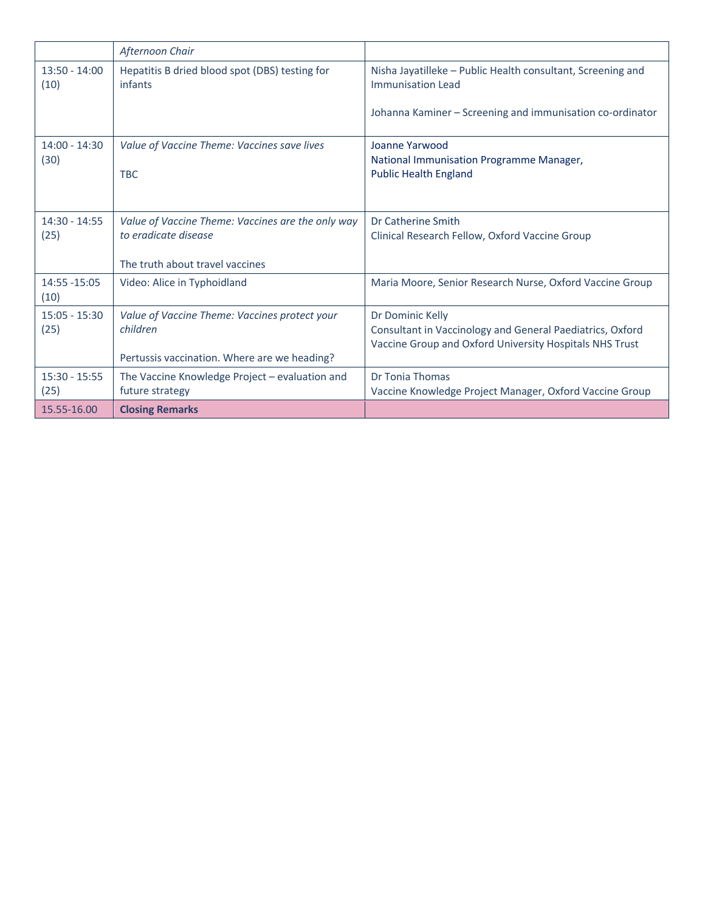| | | |
|---|---|---|
| | *Afternoon Chair* | |
| 13:50 - 14:00 (10) | Hepatitis B dried blood spot (DBS) testing for infants | Nisha Jayatilleke – Public Health consultant, Screening and Immunisation Lead<br><br>Johanna Kaminer – Screening and immunisation co-ordinator |
| 14:00 - 14:30 (30) | *Value of Vaccine Theme: Vaccines save lives*<br><br>TBC | Joanne Yarwood<br>National Immunisation Programme Manager,<br>Public Health England |
| 14:30 - 14:55 (25) | *Value of Vaccine Theme: Vaccines are the only way to eradicate disease*<br><br>The truth about travel vaccines | Dr Catherine Smith<br>Clinical Research Fellow, Oxford Vaccine Group |
| 14:55 -15:05 (10) | Video: Alice in Typhoidland | Maria Moore, Senior Research Nurse, Oxford Vaccine Group |
| 15:05 - 15:30 (25) | *Value of Vaccine Theme: Vaccines protect your children*<br><br>Pertussis vaccination. Where are we heading? | Dr Dominic Kelly<br>Consultant in Vaccinology and General Paediatrics, Oxford Vaccine Group and Oxford University Hospitals NHS Trust |
| 15:30 - 15:55 (25) | The Vaccine Knowledge Project – evaluation and future strategy | Dr Tonia Thomas<br>Vaccine Knowledge Project Manager, Oxford Vaccine Group |
| 15.55-16.00 | **Closing Remarks** | |